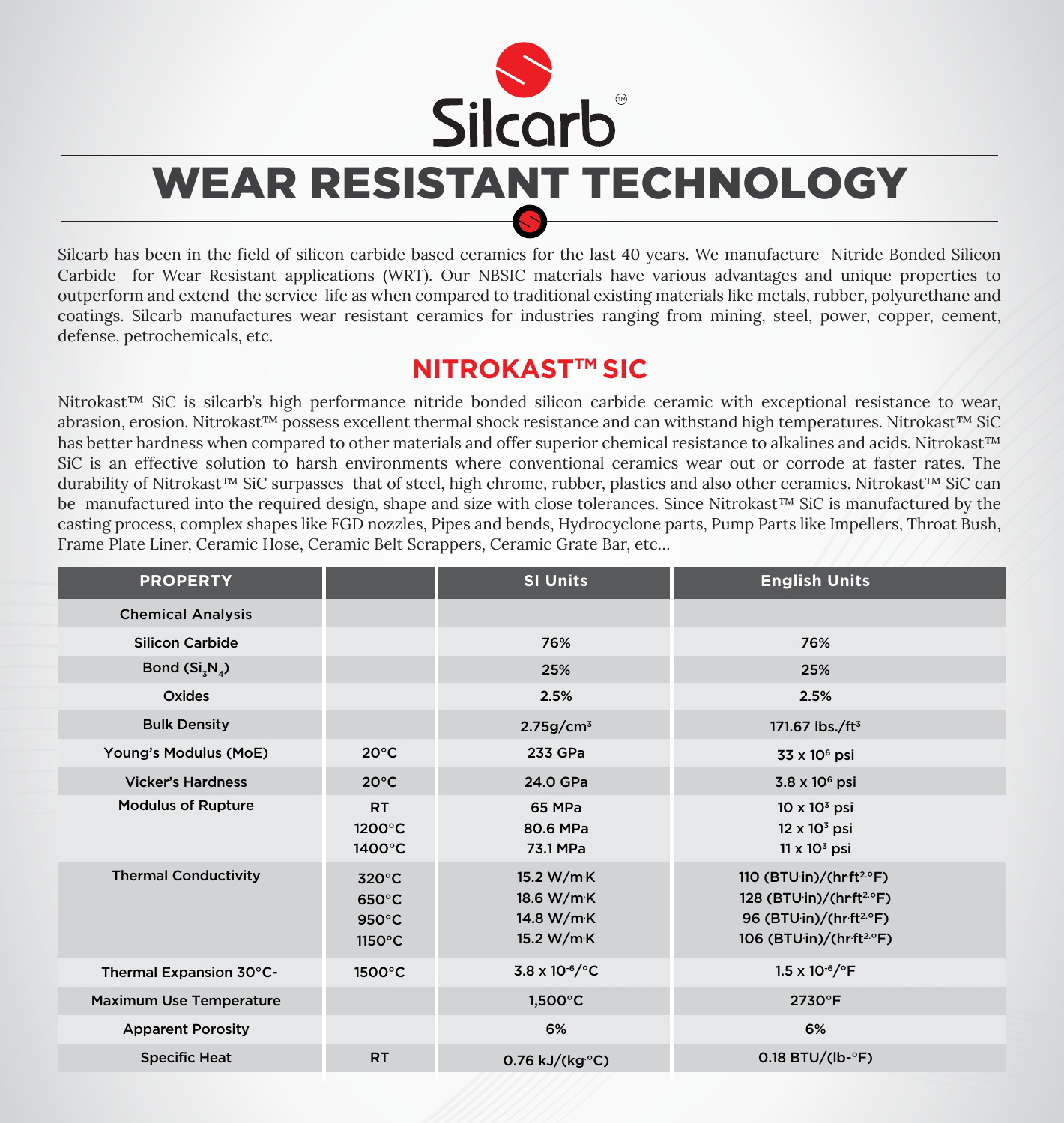# Silcarb

## WEAR RESISTANT TECHNOLOGY

Silcarb has been in the field of silicon carbide based ceramics for the last 40 years. We manufacture Nitride Bonded Silicon Carbide for Wear Resistant applications (WRT). Our NBSIC materials have various advantages and unique properties to outperform and extend the service life as when compared to traditional existing materials like metals, rubber, polyurethane and coatings. Silcarb manufactures wear resistant ceramics for industries ranging from mining, steel, power, copper, cement, defense, petrochemicals, etc.

## NITROKAST™ SIC

Nitrokast™ SiC is silcarb's high performance nitride bonded silicon carbide ceramic with exceptional resistance to wear, abrasion, erosion. Nitrokast™ possess excellent thermal shock resistance and can withstand high temperatures. Nitrokast™ SiC has better hardness when compared to other materials and offer superior chemical resistance to alkalines and acids. Nitrokast™ SiC is an effective solution to harsh environments where conventional ceramics wear out or corrode at faster rates. The durability of Nitrokast™ SiC surpasses that of steel, high chrome, rubber, plastics and also other ceramics. Nitrokast™ SiC can be manufactured into the required design, shape and size with close tolerances. Since Nitrokast™ SiC is manufactured by the casting process, complex shapes like FGD nozzles, Pipes and bends, Hydrocyclone parts, Pump Parts like Impellers, Throat Bush, Frame Plate Liner, Ceramic Hose, Ceramic Belt Scrappers, Ceramic Grate Bar, etc...

| PROPERTY | | SI Units | English Units |
|---|---|---|---|
| Chemical Analysis | | | |
| Silicon Carbide | | 76% | 76% |
| Bond ($Si_3N_4$) | | 25% | 25% |
| Oxides | | 2.5% | 2.5% |
| Bulk Density | | 2.75g/cm³ | 171.67 lbs./ft³ |
| Young's Modulus (MoE) | 20°C | 233 GPa | 33 x $10^6$ psi |
| Vicker's Hardness | 20°C | 24.0 GPa | 3.8 x $10^6$ psi |
| Modulus of Rupture | RT<br>1200°C<br>1400°C | 65 MPa<br>80.6 MPa<br>73.1 MPa | 10 x $10^3$ psi<br>12 x $10^3$ psi<br>11 x $10^3$ psi |
| Thermal Conductivity | 320°C<br>650°C<br>950°C<br>1150°C | 15.2 W/m·K<br>18.6 W/m·K<br>14.8 W/m·K<br>15.2 W/m·K | 110 (BTU·in)/(hr·ft$^2$·°F)<br>128 (BTU·in)/(hr·ft$^2$·°F)<br>96 (BTU·in)/(hr·ft$^2$·°F)<br>106 (BTU·in)/(hr·ft$^2$·°F) |
| Thermal Expansion 30°C- | 1500°C | 3.8 x $10^{-6}$/°C | 1.5 x $10^{-6}$/°F |
| Maximum Use Temperature | | 1,500°C | 2730°F |
| Apparent Porosity | | 6% | 6% |
| Specific Heat | RT | 0.76 kJ/(kg·°C) | 0.18 BTU/(lb-°F) |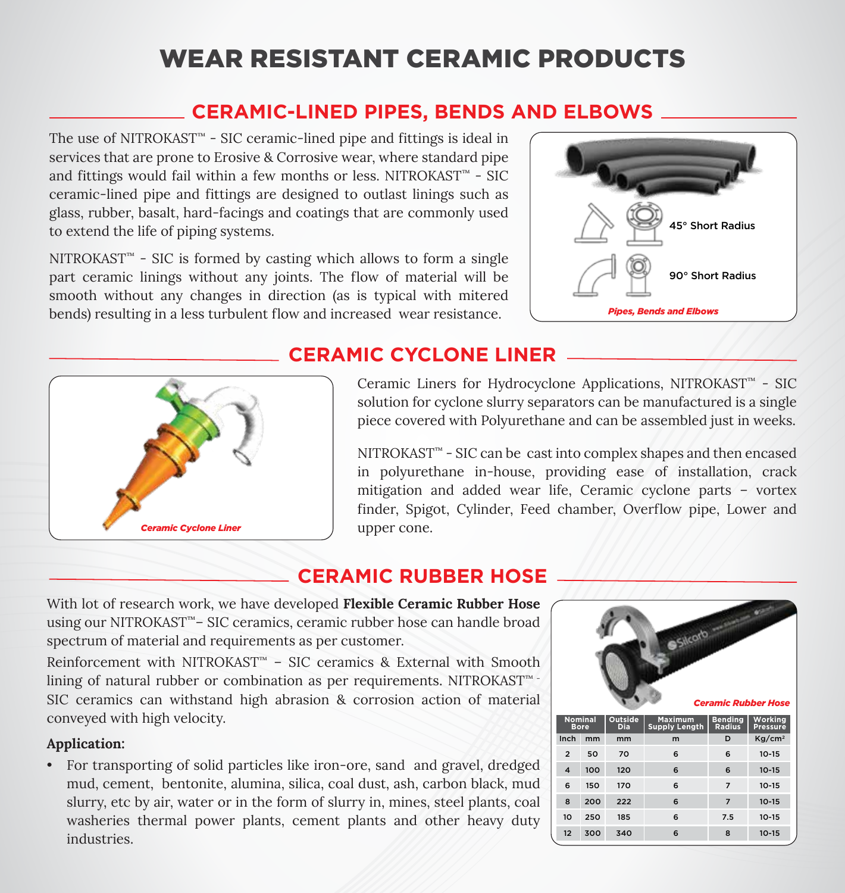# WEAR RESISTANT CERAMIC PRODUCTS

## CERAMIC-LINED PIPES, BENDS AND ELBOWS

The use of NITROKAST™ - SIC ceramic-lined pipe and fittings is ideal in services that are prone to Erosive & Corrosive wear, where standard pipe and fittings would fail within a few months or less. NITROKAST™ - SIC ceramic-lined pipe and fittings are designed to outlast linings such as glass, rubber, basalt, hard-facings and coatings that are commonly used to extend the life of piping systems.

NITROKAST™ - SIC is formed by casting which allows to form a single part ceramic linings without any joints. The flow of material will be smooth without any changes in direction (as is typical with mitered bends) resulting in a less turbulent flow and increased wear resistance.

45° Short Radius

90° Short Radius

*Pipes, Bends and Elbows*

## CERAMIC CYCLONE LINER

*Ceramic Cyclone Liner*

Ceramic Liners for Hydrocyclone Applications, NITROKAST™ - SIC solution for cyclone slurry separators can be manufactured is a single piece covered with Polyurethane and can be assembled just in weeks.

NITROKAST™ - SIC can be cast into complex shapes and then encased in polyurethane in-house, providing ease of installation, crack mitigation and added wear life, Ceramic cyclone parts – vortex finder, Spigot, Cylinder, Feed chamber, Overflow pipe, Lower and upper cone.

## CERAMIC RUBBER HOSE

With lot of research work, we have developed **Flexible Ceramic Rubber Hose** using our NITROKAST™– SIC ceramics, ceramic rubber hose can handle broad spectrum of material and requirements as per customer.

Reinforcement with NITROKAST™ – SIC ceramics & External with Smooth lining of natural rubber or combination as per requirements. NITROKAST™ - SIC ceramics can withstand high abrasion & corrosion action of material conveyed with high velocity.

**Application:**

- For transporting of solid particles like iron-ore, sand and gravel, dredged mud, cement, bentonite, alumina, silica, coal dust, ash, carbon black, mud slurry, etc by air, water or in the form of slurry in, mines, steel plants, coal washeries thermal power plants, cement plants and other heavy duty industries.

*Ceramic Rubber Hose*

| Nominal Bore | | Outside Dia | Maximum Supply Length | Bending Radius | Working Pressure |
|---|---|---|---|---|---|
| Inch | mm | mm | m | D | Kg/cm² |
| 2 | 50 | 70 | 6 | 6 | 10-15 |
| 4 | 100 | 120 | 6 | 6 | 10-15 |
| 6 | 150 | 170 | 6 | 7 | 10-15 |
| 8 | 200 | 222 | 6 | 7 | 10-15 |
| 10 | 250 | 185 | 6 | 7.5 | 10-15 |
| 12 | 300 | 340 | 6 | 8 | 10-15 |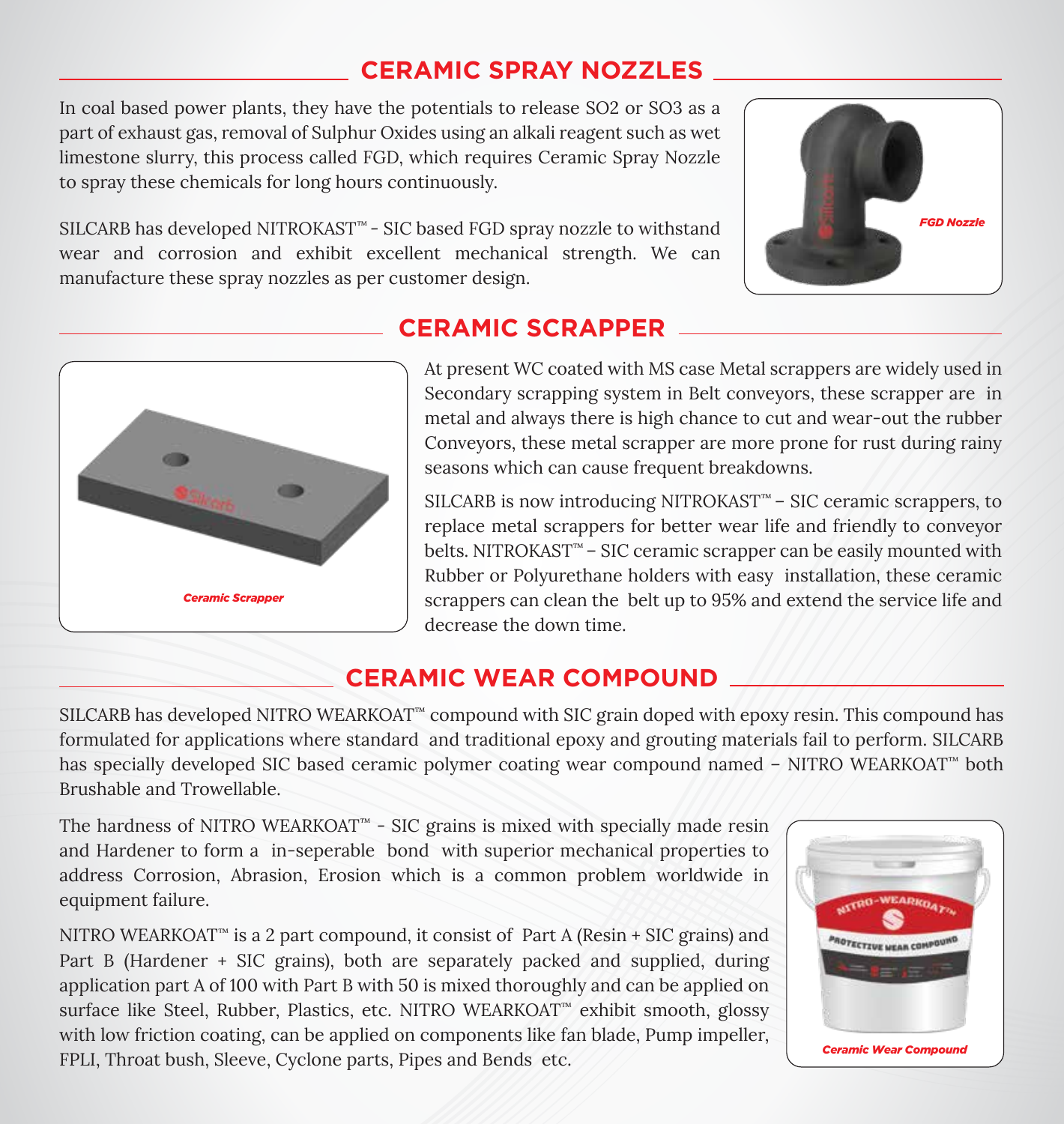## CERAMIC SPRAY NOZZLES

In coal based power plants, they have the potentials to release SO2 or SO3 as a part of exhaust gas, removal of Sulphur Oxides using an alkali reagent such as wet limestone slurry, this process called FGD, which requires Ceramic Spray Nozzle to spray these chemicals for long hours continuously.

SILCARB has developed NITROKAST™ - SIC based FGD spray nozzle to withstand wear and corrosion and exhibit excellent mechanical strength. We can manufacture these spray nozzles as per customer design.

*FGD Nozzle*

## CERAMIC SCRAPPER

*Ceramic Scrapper*

At present WC coated with MS case Metal scrappers are widely used in Secondary scrapping system in Belt conveyors, these scrapper are in metal and always there is high chance to cut and wear-out the rubber Conveyors, these metal scrapper are more prone for rust during rainy seasons which can cause frequent breakdowns.

SILCARB is now introducing NITROKAST™ – SIC ceramic scrappers, to replace metal scrappers for better wear life and friendly to conveyor belts. NITROKAST™ – SIC ceramic scrapper can be easily mounted with Rubber or Polyurethane holders with easy installation, these ceramic scrappers can clean the belt up to 95% and extend the service life and decrease the down time.

## CERAMIC WEAR COMPOUND

SILCARB has developed NITRO WEARKOAT™ compound with SIC grain doped with epoxy resin. This compound has formulated for applications where standard and traditional epoxy and grouting materials fail to perform. SILCARB has specially developed SIC based ceramic polymer coating wear compound named – NITRO WEARKOAT™ both Brushable and Trowellable.

The hardness of NITRO WEARKOAT™ - SIC grains is mixed with specially made resin and Hardener to form a in-seperable bond with superior mechanical properties to address Corrosion, Abrasion, Erosion which is a common problem worldwide in equipment failure.

NITRO WEARKOAT™ is a 2 part compound, it consist of Part A (Resin + SIC grains) and Part B (Hardener + SIC grains), both are separately packed and supplied, during application part A of 100 with Part B with 50 is mixed thoroughly and can be applied on surface like Steel, Rubber, Plastics, etc. NITRO WEARKOAT™ exhibit smooth, glossy with low friction coating, can be applied on components like fan blade, Pump impeller, FPLI, Throat bush, Sleeve, Cyclone parts, Pipes and Bends etc.

*Ceramic Wear Compound*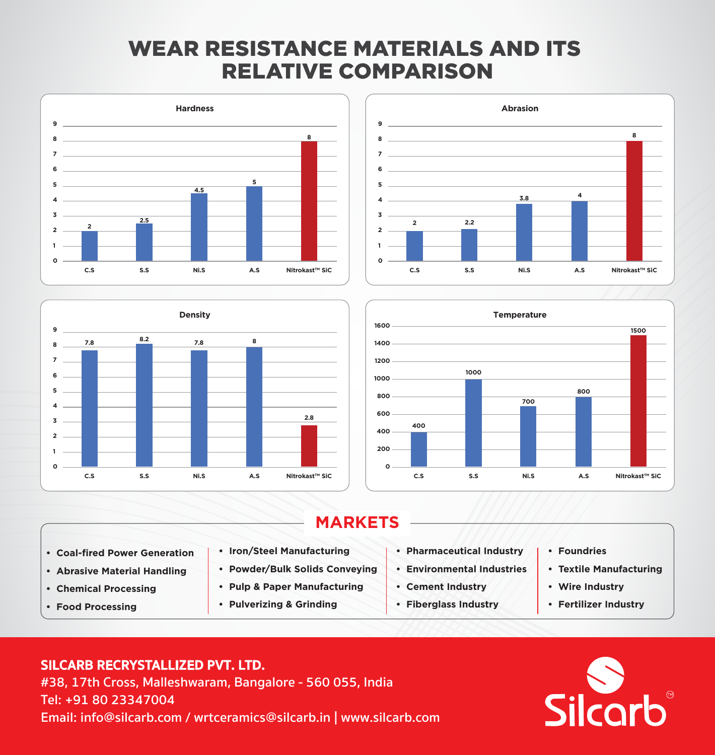# WEAR RESISTANCE MATERIALS AND ITS RELATIVE COMPARISON

Hardness

9
8
7
6
5
4
3
2
1
0

2
2.5
4.5
5
8

C.S
S.S
Ni.S
A.S
Nitrokast™ SiC

Abrasion

9
8
7
6
5
4
3
2
1
0

2
2.2
3.8
4
8

C.S
S.S
Ni.S
A.S
Nitrokast™ SiC

Density

9
8
7
6
5
4
3
2
1
0

7.8
8.2
7.8
8
2.8

C.S
S.S
Ni.S
A.S
Nitrokast™ SiC

Temperature

1600
1400
1200
1000
800
600
400
200
0

400
1000
700
800
1500

C.S
S.S
Ni.S
A.S
Nitrokast™ SiC

## MARKETS

- Coal-fired Power Generation
- Abrasive Material Handling
- Chemical Processing
- Food Processing
- Iron/Steel Manufacturing
- Powder/Bulk Solids Conveying
- Pulp & Paper Manufacturing
- Pulverizing & Grinding
- Pharmaceutical Industry
- Environmental Industries
- Cement Industry
- Fiberglass Industry
- Foundries
- Textile Manufacturing
- Wire Industry
- Fertilizer Industry

**SILCARB RECRYSTALLIZED PVT. LTD.**
#38, 17th Cross, Malleshwaram, Bangalore - 560 055, India
Tel: +91 80 23347004
Email: info@silcarb.com / wrtceramics@silcarb.in | www.silcarb.com

Silcarb™